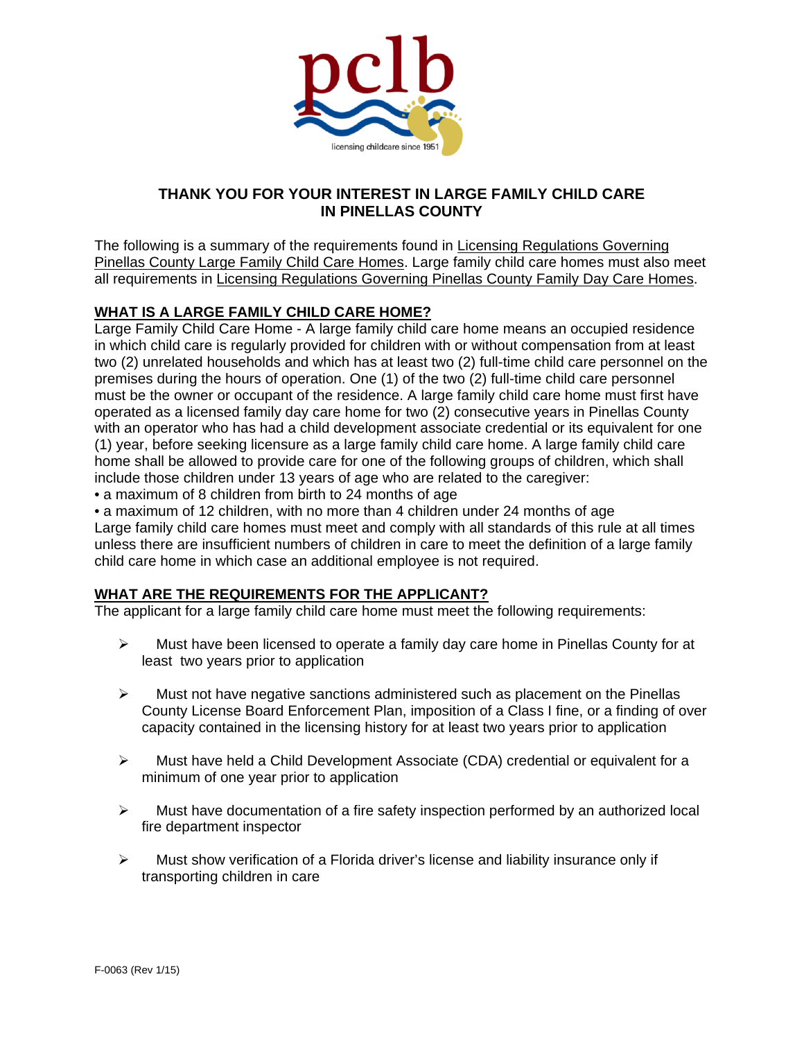# THANK YOU FOR YOUR INTEREST IN LARGE FAMILY CHILD CARE IN PINELLAS COUNTY

The following is a summary of the requirements found in Licensing Regulations Governing Pinellas County Large Family Child Care Homes. Large family child care homes must also meet all requirements in Licensing Regulations Governing Pinellas County Family Day Care Homes.

## WHAT IS A LARGE FAMILY CHILD CARE HOME?

Large Family Child Care Home - A large family child care home means an occupied residence in which child care is regularly provided for children with or without compensation from at least two (2) unrelated households and which has at least two (2) full-time child care personnel on the premises during the hours of operation. One (1) of the two (2) full-time child care personnel must be the owner or occupant of the residence. A large family child care home must first have operated as a licensed family day care home for two (2) consecutive years in Pinellas County with an operator who has had a child development associate credential or its equivalent for one (1) year, before seeking licensure as a large family child care home. A large family child care home shall be allowed to provide care for one of the following groups of children, which shall include those children under 13 years of age who are related to the caregiver:

- a maximum of 8 children from birth to 24 months of age
- a maximum of 12 children, with no more than 4 children under 24 months of age

Large family child care homes must meet and comply with all standards of this rule at all times unless there are insufficient numbers of children in care to meet the definition of a large family child care home in which case an additional employee is not required.

## WHAT ARE THE REQUIREMENTS FOR THE APPLICANT?

The applicant for a large family child care home must meet the following requirements:

- Must have been licensed to operate a family day care home in Pinellas County for at least two years prior to application
- Must not have negative sanctions administered such as placement on the Pinellas County License Board Enforcement Plan, imposition of a Class I fine, or a finding of over capacity contained in the licensing history for at least two years prior to application
- Must have held a Child Development Associate (CDA) credential or equivalent for a minimum of one year prior to application
- Must have documentation of a fire safety inspection performed by an authorized local fire department inspector
- Must show verification of a Florida driver's license and liability insurance only if transporting children in care

F-0063 (Rev 1/15)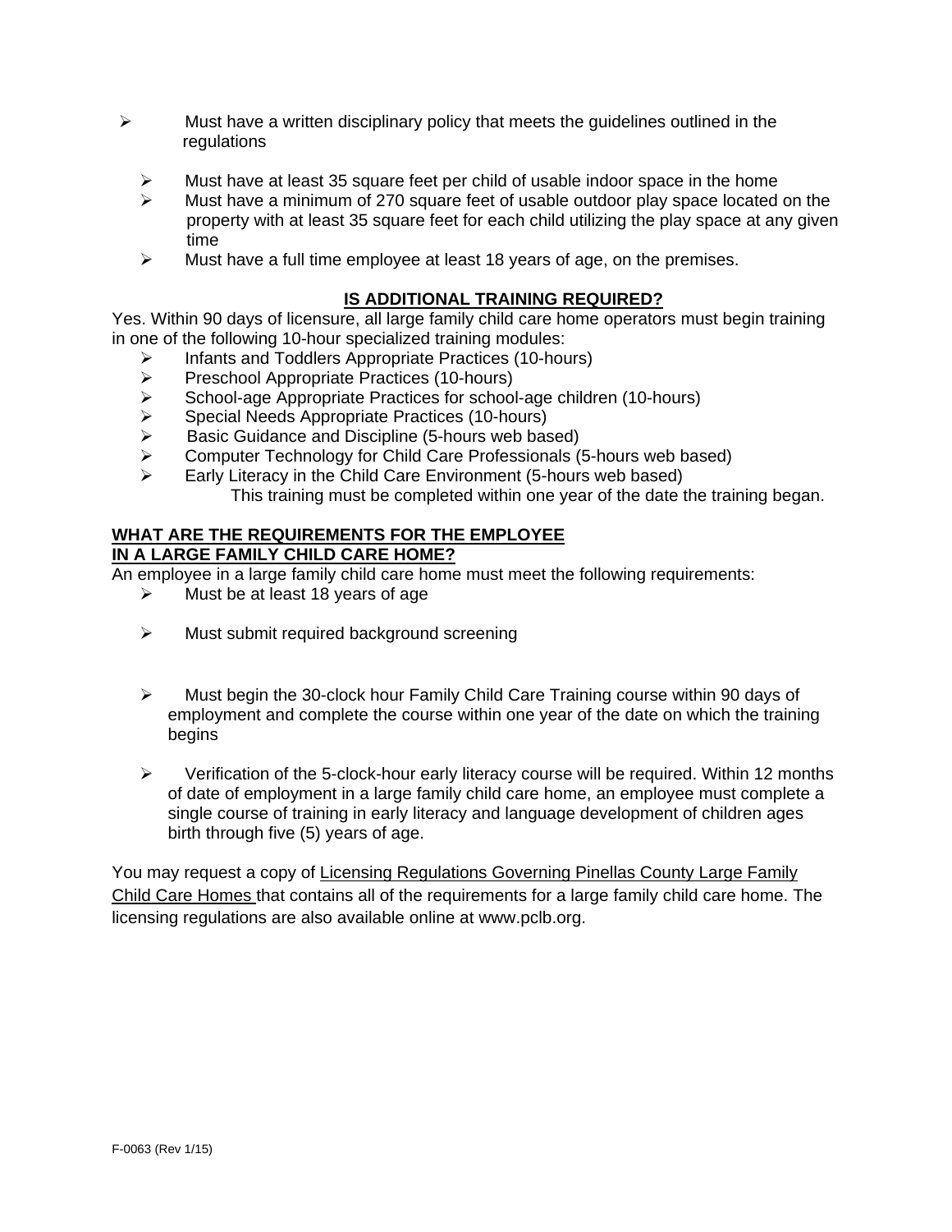- Must have a written disciplinary policy that meets the guidelines outlined in the regulations
- Must have at least 35 square feet per child of usable indoor space in the home
- Must have a minimum of 270 square feet of usable outdoor play space located on the property with at least 35 square feet for each child utilizing the play space at any given time
- Must have a full time employee at least 18 years of age, on the premises.

## IS ADDITIONAL TRAINING REQUIRED?

Yes. Within 90 days of licensure, all large family child care home operators must begin training in one of the following 10-hour specialized training modules:

- Infants and Toddlers Appropriate Practices (10-hours)
- Preschool Appropriate Practices (10-hours)
- School-age Appropriate Practices for school-age children (10-hours)
- Special Needs Appropriate Practices (10-hours)
- Basic Guidance and Discipline (5-hours web based)
- Computer Technology for Child Care Professionals (5-hours web based)
- Early Literacy in the Child Care Environment (5-hours web based)

This training must be completed within one year of the date the training began.

## WHAT ARE THE REQUIREMENTS FOR THE EMPLOYEE IN A LARGE FAMILY CHILD CARE HOME?

An employee in a large family child care home must meet the following requirements:

- Must be at least 18 years of age
- Must submit required background screening
- Must begin the 30-clock hour Family Child Care Training course within 90 days of employment and complete the course within one year of the date on which the training begins
- Verification of the 5-clock-hour early literacy course will be required. Within 12 months of date of employment in a large family child care home, an employee must complete a single course of training in early literacy and language development of children ages birth through five (5) years of age.

You may request a copy of Licensing Regulations Governing Pinellas County Large Family Child Care Homes that contains all of the requirements for a large family child care home. The licensing regulations are also available online at www.pclb.org.

F-0063 (Rev 1/15)